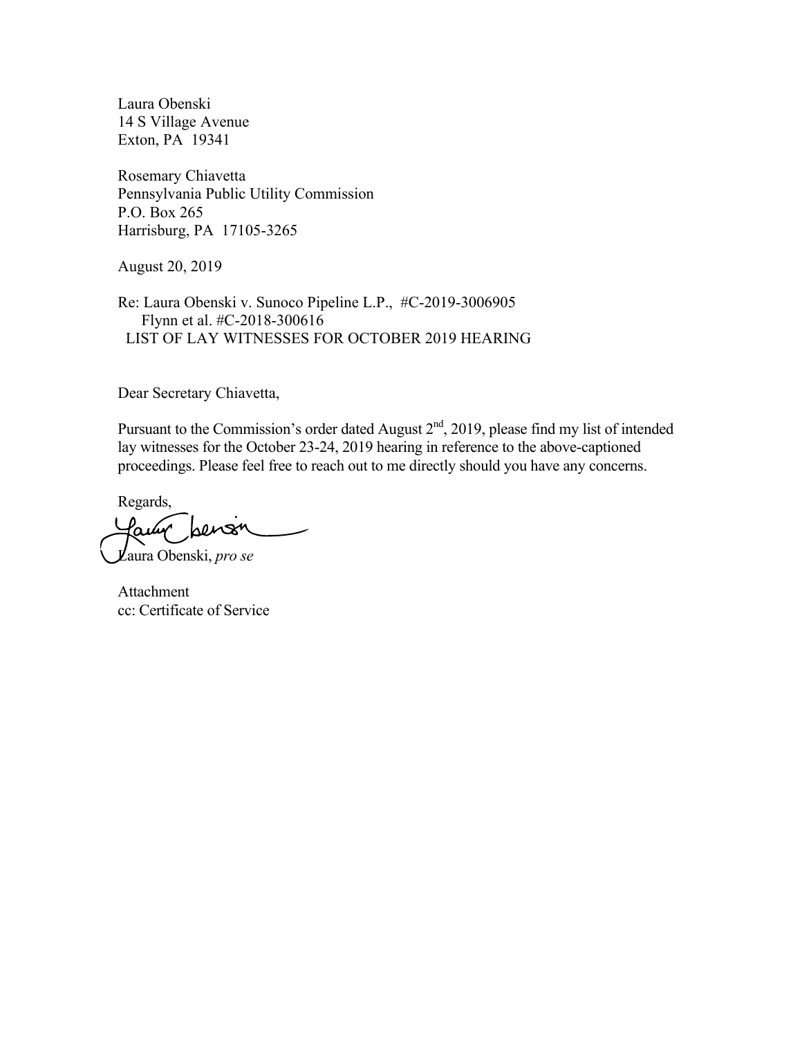Laura Obenski
14 S Village Avenue
Exton, PA 19341

Rosemary Chiavetta
Pennsylvania Public Utility Commission
P.O. Box 265
Harrisburg, PA 17105-3265

August 20, 2019

Re: Laura Obenski v. Sunoco Pipeline L.P., #C-2019-3006905
Flynn et al. #C-2018-300616
LIST OF LAY WITNESSES FOR OCTOBER 2019 HEARING

Dear Secretary Chiavetta,

Pursuant to the Commission's order dated August 2nd, 2019, please find my list of intended lay witnesses for the October 23-24, 2019 hearing in reference to the above-captioned proceedings. Please feel free to reach out to me directly should you have any concerns.

Regards,

Laura Obenski, *pro se*

Attachment
cc: Certificate of Service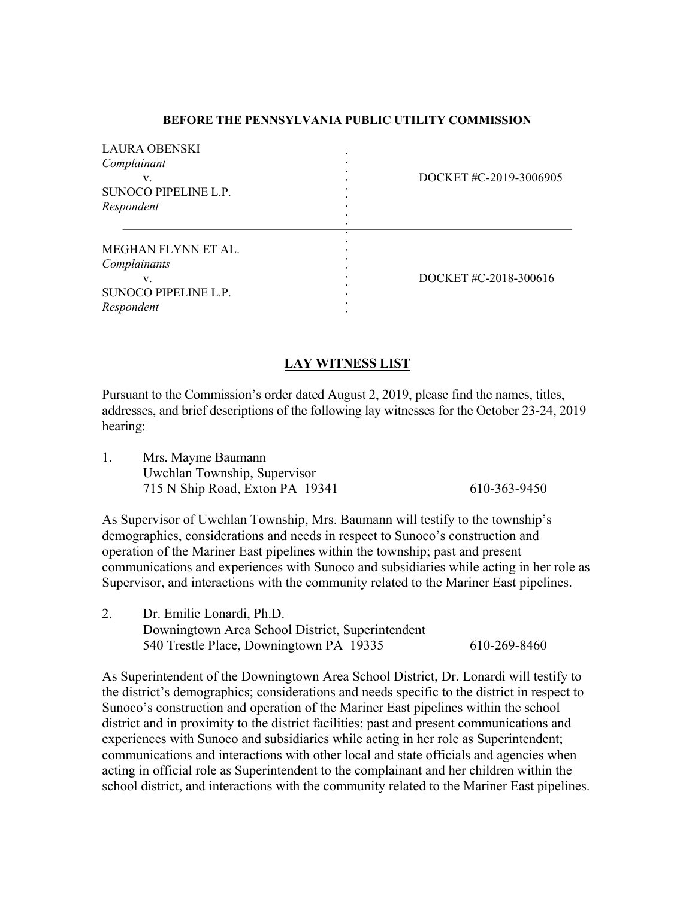**BEFORE THE PENNSYLVANIA PUBLIC UTILITY COMMISSION**

| | |
|---|---|
| LAURA OBENSKI<br>*Complainant*<br>v.<br>SUNOCO PIPELINE L.P.<br>*Respondent* | DOCKET #C-2019-3006905 |
| MEGHAN FLYNN ET AL.<br>*Complainants*<br>v.<br>SUNOCO PIPELINE L.P.<br>*Respondent* | DOCKET #C-2018-300616 |

## LAY WITNESS LIST

Pursuant to the Commission's order dated August 2, 2019, please find the names, titles, addresses, and brief descriptions of the following lay witnesses for the October 23-24, 2019 hearing:

1. Mrs. Mayme Baumann
   Uwchlan Township, Supervisor
   715 N Ship Road, Exton PA 19341 610-363-9450

As Supervisor of Uwchlan Township, Mrs. Baumann will testify to the township's demographics, considerations and needs in respect to Sunoco's construction and operation of the Mariner East pipelines within the township; past and present communications and experiences with Sunoco and subsidiaries while acting in her role as Supervisor, and interactions with the community related to the Mariner East pipelines.

2. Dr. Emilie Lonardi, Ph.D.
   Downingtown Area School District, Superintendent
   540 Trestle Place, Downingtown PA 19335 610-269-8460

As Superintendent of the Downingtown Area School District, Dr. Lonardi will testify to the district's demographics; considerations and needs specific to the district in respect to Sunoco's construction and operation of the Mariner East pipelines within the school district and in proximity to the district facilities; past and present communications and experiences with Sunoco and subsidiaries while acting in her role as Superintendent; communications and interactions with other local and state officials and agencies when acting in official role as Superintendent to the complainant and her children within the school district, and interactions with the community related to the Mariner East pipelines.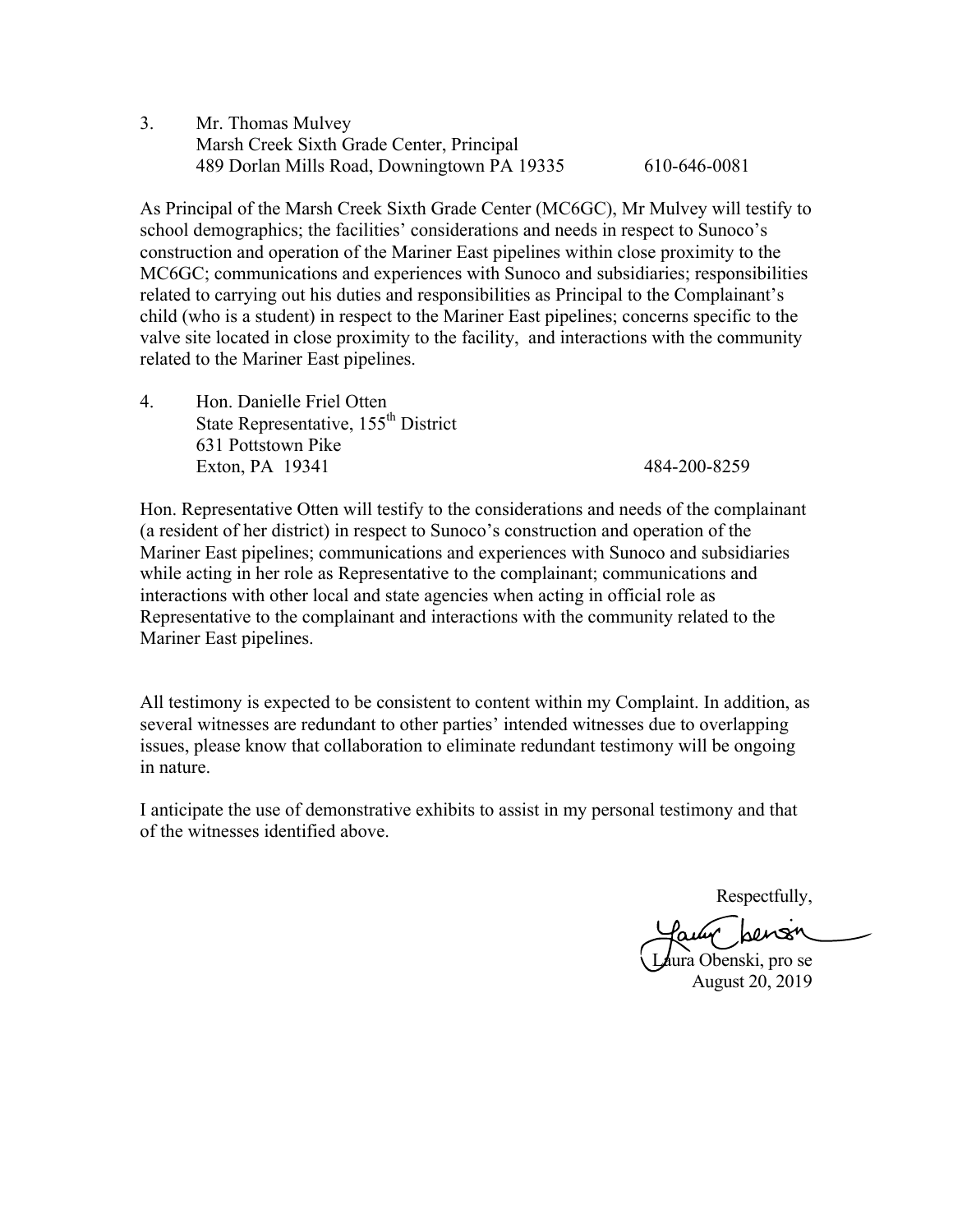3. Mr. Thomas Mulvey
   Marsh Creek Sixth Grade Center, Principal
   489 Dorlan Mills Road, Downingtown PA 19335          610-646-0081

As Principal of the Marsh Creek Sixth Grade Center (MC6GC), Mr Mulvey will testify to school demographics; the facilities' considerations and needs in respect to Sunoco's construction and operation of the Mariner East pipelines within close proximity to the MC6GC; communications and experiences with Sunoco and subsidiaries; responsibilities related to carrying out his duties and responsibilities as Principal to the Complainant's child (who is a student) in respect to the Mariner East pipelines; concerns specific to the valve site located in close proximity to the facility, and interactions with the community related to the Mariner East pipelines.

4. Hon. Danielle Friel Otten
   State Representative, 155th District
   631 Pottstown Pike
   Exton, PA 19341          484-200-8259

Hon. Representative Otten will testify to the considerations and needs of the complainant (a resident of her district) in respect to Sunoco's construction and operation of the Mariner East pipelines; communications and experiences with Sunoco and subsidiaries while acting in her role as Representative to the complainant; communications and interactions with other local and state agencies when acting in official role as Representative to the complainant and interactions with the community related to the Mariner East pipelines.

All testimony is expected to be consistent to content within my Complaint. In addition, as several witnesses are redundant to other parties' intended witnesses due to overlapping issues, please know that collaboration to eliminate redundant testimony will be ongoing in nature.

I anticipate the use of demonstrative exhibits to assist in my personal testimony and that of the witnesses identified above.

Respectfully,

Laura Obenski, pro se
August 20, 2019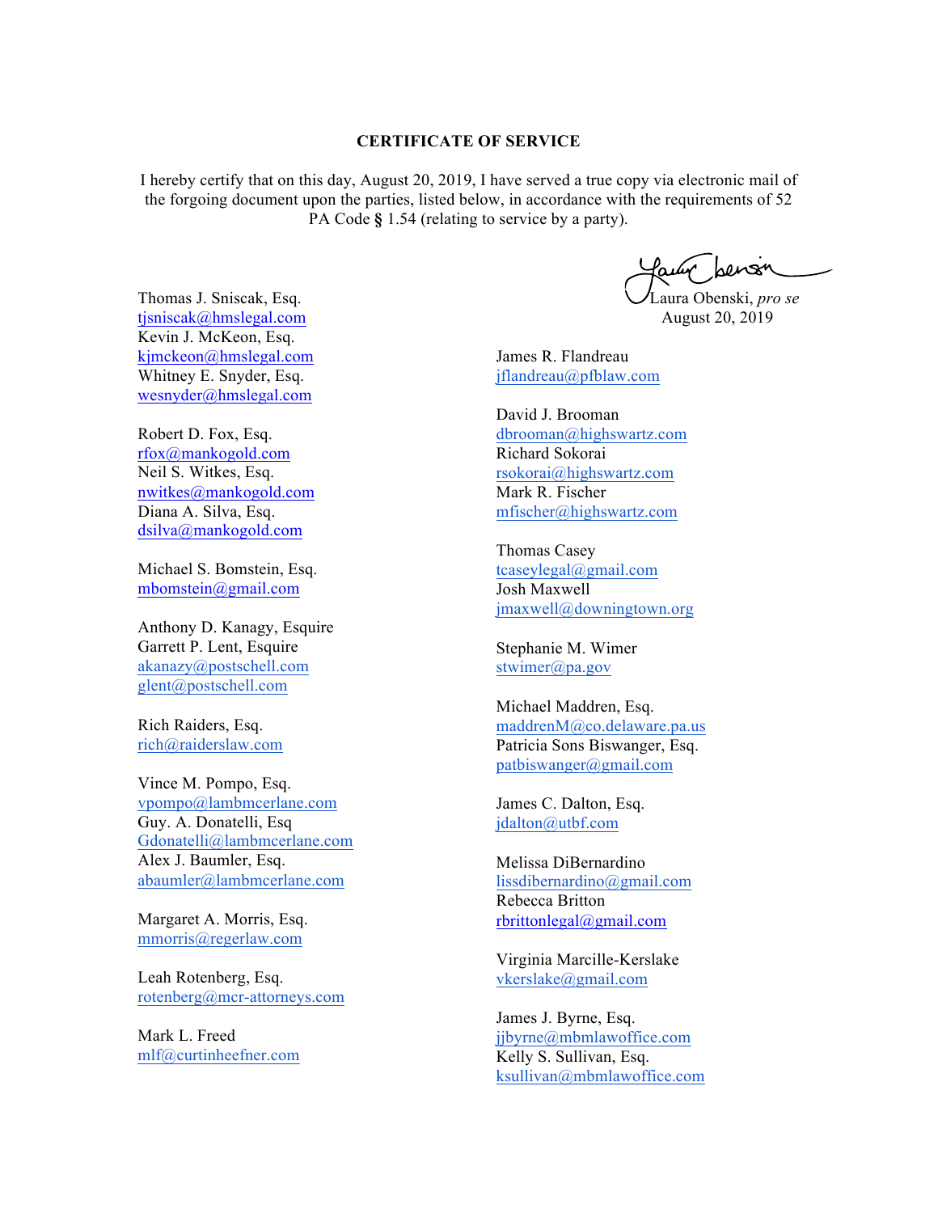**CERTIFICATE OF SERVICE**

I hereby certify that on this day, August 20, 2019, I have served a true copy via electronic mail of the forgoing document upon the parties, listed below, in accordance with the requirements of 52 PA Code **§** 1.54 (relating to service by a party).

Laura Obenski, *pro se*
August 20, 2019

Thomas J. Sniscak, Esq.
tjsniscak@hmslegal.com
Kevin J. McKeon, Esq.
kjmckeon@hmslegal.com
Whitney E. Snyder, Esq.
wesnyder@hmslegal.com

Robert D. Fox, Esq.
rfox@mankogold.com
Neil S. Witkes, Esq.
nwitkes@mankogold.com
Diana A. Silva, Esq.
dsilva@mankogold.com

Michael S. Bomstein, Esq.
mbomstein@gmail.com

Anthony D. Kanagy, Esquire
Garrett P. Lent, Esquire
akanazy@postschell.com
glent@postschell.com

Rich Raiders, Esq.
rich@raiderslaw.com

Vince M. Pompo, Esq.
vpompo@lambmcerlane.com
Guy. A. Donatelli, Esq
Gdonatelli@lambmcerlane.com
Alex J. Baumler, Esq.
abaumler@lambmcerlane.com

Margaret A. Morris, Esq.
mmorris@regerlaw.com

Leah Rotenberg, Esq.
rotenberg@mcr-attorneys.com

Mark L. Freed
mlf@curtinheefner.com

James R. Flandreau
jflandreau@pfblaw.com

David J. Brooman
dbrooman@highswartz.com
Richard Sokorai
rsokorai@highswartz.com
Mark R. Fischer
mfischer@highswartz.com

Thomas Casey
tcaseylegal@gmail.com
Josh Maxwell
jmaxwell@downingtown.org

Stephanie M. Wimer
stwimer@pa.gov

Michael Maddren, Esq.
maddrenM@co.delaware.pa.us
Patricia Sons Biswanger, Esq.
patbiswanger@gmail.com

James C. Dalton, Esq.
jdalton@utbf.com

Melissa DiBernardino
lissdibernardino@gmail.com
Rebecca Britton
rbrittonlegal@gmail.com

Virginia Marcille-Kerslake
vkerslake@gmail.com

James J. Byrne, Esq.
jjbyrne@mbmlawoffice.com
Kelly S. Sullivan, Esq.
ksullivan@mbmlawoffice.com